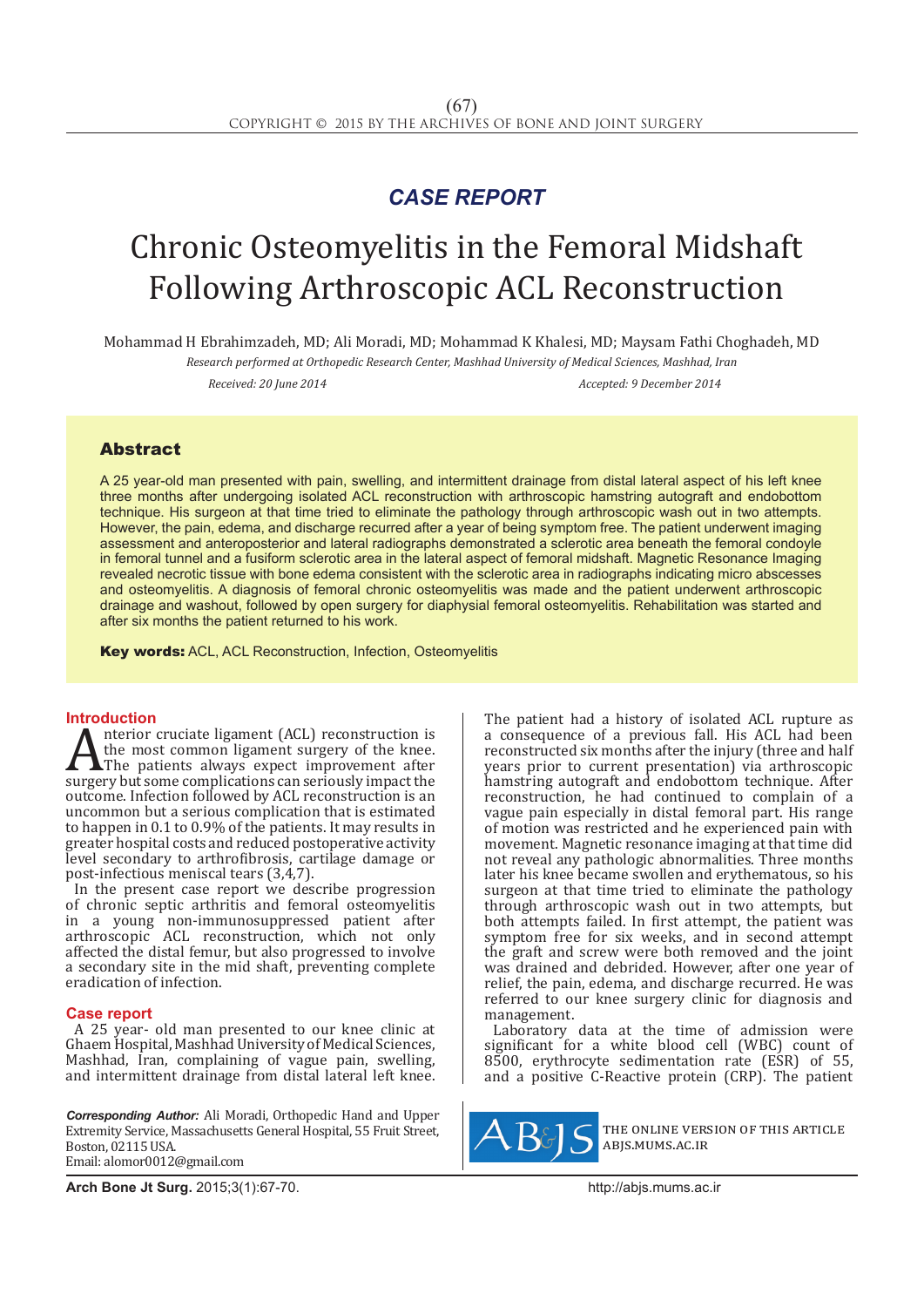*CASE REPORT*

# Chronic Osteomyelitis in the Femoral Midshaft Following Arthroscopic ACL Reconstruction

Mohammad H Ebrahimzadeh, MD; Ali Moradi, MD; Mohammad K Khalesi, MD; Maysam Fathi Choghadeh, MD

*Research performed at Orthopedic Research Center, Mashhad University of Medical Sciences, Mashhad, Iran*

*Received: 20 June 2014* *Accepted: 9 December 2014*

## Abstract

A 25 year-old man presented with pain, swelling, and intermittent drainage from distal lateral aspect of his left knee three months after undergoing isolated ACL reconstruction with arthroscopic hamstring autograft and endobottom technique. His surgeon at that time tried to eliminate the pathology through arthroscopic wash out in two attempts. However, the pain, edema, and discharge recurred after a year of being symptom free. The patient underwent imaging assessment and anteroposterior and lateral radiographs demonstrated a sclerotic area beneath the femoral condoyle in femoral tunnel and a fusiform sclerotic area in the lateral aspect of femoral midshaft. Magnetic Resonance Imaging revealed necrotic tissue with bone edema consistent with the sclerotic area in radiographs indicating micro abscesses and osteomyelitis. A diagnosis of femoral chronic osteomyelitis was made and the patient underwent arthroscopic drainage and washout, followed by open surgery for diaphysial femoral osteomyelitis. Rehabilitation was started and after six months the patient returned to his work.

**Key words:** ACL, ACL Reconstruction, Infection, Osteomyelitis

## Introduction

Anterior cruciate ligament (ACL) reconstruction is the most common ligament surgery of the knee. The patients always expect improvement after surgery but some complications can seriously impact the outcome. Infection followed by ACL reconstruction is an uncommon but a serious complication that is estimated to happen in 0.1 to 0.9% of the patients. It may results in greater hospital costs and reduced postoperative activity level secondary to arthrofibrosis, cartilage damage or post-infectious meniscal tears (3,4,7).

In the present case report we describe progression of chronic septic arthritis and femoral osteomyelitis in a young non-immunosuppressed patient after arthroscopic ACL reconstruction, which not only affected the distal femur, but also progressed to involve a secondary site in the mid shaft, preventing complete eradication of infection.

## Case report

A 25 year- old man presented to our knee clinic at Ghaem Hospital, Mashhad University of Medical Sciences, Mashhad, Iran, complaining of vague pain, swelling, and intermittent drainage from distal lateral left knee. The patient had a history of isolated ACL rupture as a consequence of a previous fall. His ACL had been reconstructed six months after the injury (three and half years prior to current presentation) via arthroscopic hamstring autograft and endobottom technique. After reconstruction, he had continued to complain of a vague pain especially in distal femoral part. His range of motion was restricted and he experienced pain with movement. Magnetic resonance imaging at that time did not reveal any pathologic abnormalities. Three months later his knee became swollen and erythematous, so his surgeon at that time tried to eliminate the pathology through arthroscopic wash out in two attempts, but both attempts failed. In first attempt, the patient was symptom free for six weeks, and in second attempt the graft and screw were both removed and the joint was drained and debrided. However, after one year of relief, the pain, edema, and discharge recurred. He was referred to our knee surgery clinic for diagnosis and management.

Laboratory data at the time of admission were significant for a white blood cell (WBC) count of 8500, erythrocyte sedimentation rate (ESR) of 55, and a positive C-Reactive protein (CRP). The patient

*Corresponding Author:* Ali Moradi, Orthopedic Hand and Upper Extremity Service, Massachusetts General Hospital, 55 Fruit Street, Boston, 02115 USA.
Email: alomor0012@gmail.com

THE ONLINE VERSION OF THIS ARTICLE ABJS.MUMS.AC.IR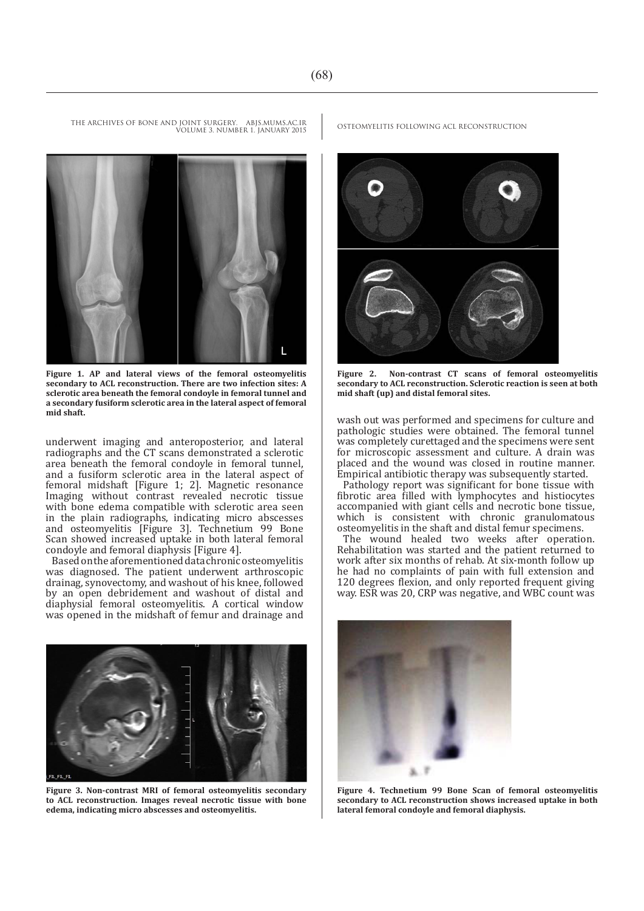underwent imaging and anteroposterior, and lateral radiographs and the CT scans demonstrated a sclerotic area beneath the femoral condoyle in femoral tunnel, and a fusiform sclerotic area in the lateral aspect of femoral midshaft [Figure 1; 2]. Magnetic resonance Imaging without contrast revealed necrotic tissue with bone edema compatible with sclerotic area seen in the plain radiographs, indicating micro abscesses and osteomyelitis [Figure 3]. Technetium 99 Bone Scan showed increased uptake in both lateral femoral condoyle and femoral diaphysis [Figure 4].

Based on the aforementioned data chronic osteomyelitis was diagnosed. The patient underwent arthroscopic drainag, synovectomy, and washout of his knee, followed by an open debridement and washout of distal and diaphysial femoral osteomyelitis. A cortical window was opened in the midshaft of femur and drainage and wash out was performed and specimens for culture and pathologic studies were obtained. The femoral tunnel was completely curettaged and the specimens were sent for microscopic assessment and culture. A drain was placed and the wound was closed in routine manner. Empirical antibiotic therapy was subsequently started.

Pathology report was significant for bone tissue with fibrotic area filled with lymphocytes and histiocytes accompanied with giant cells and necrotic bone tissue, which is consistent with chronic granulomatous osteomyelitis in the shaft and distal femur specimens.

The wound healed two weeks after operation. Rehabilitation was started and the patient returned to work after six months of rehab. At six-month follow up he had no complaints of pain with full extension and 120 degrees flexion, and only reported frequent giving way. ESR was 20, CRP was negative, and WBC count was

**Figure 1. AP and lateral views of the femoral osteomyelitis secondary to ACL reconstruction. There are two infection sites: A sclerotic area beneath the femoral condoyle in femoral tunnel and a secondary fusiform sclerotic area in the lateral aspect of femoral mid shaft.**

**Figure 2. Non-contrast CT scans of femoral osteomyelitis secondary to ACL reconstruction. Sclerotic reaction is seen at both mid shaft (up) and distal femoral sites.**

**Figure 3. Non-contrast MRI of femoral osteomyelitis secondary to ACL reconstruction. Images reveal necrotic tissue with bone edema, indicating micro abscesses and osteomyelitis.**

**Figure 4. Technetium 99 Bone Scan of femoral osteomyelitis secondary to ACL reconstruction shows increased uptake in both lateral femoral condoyle and femoral diaphysis.**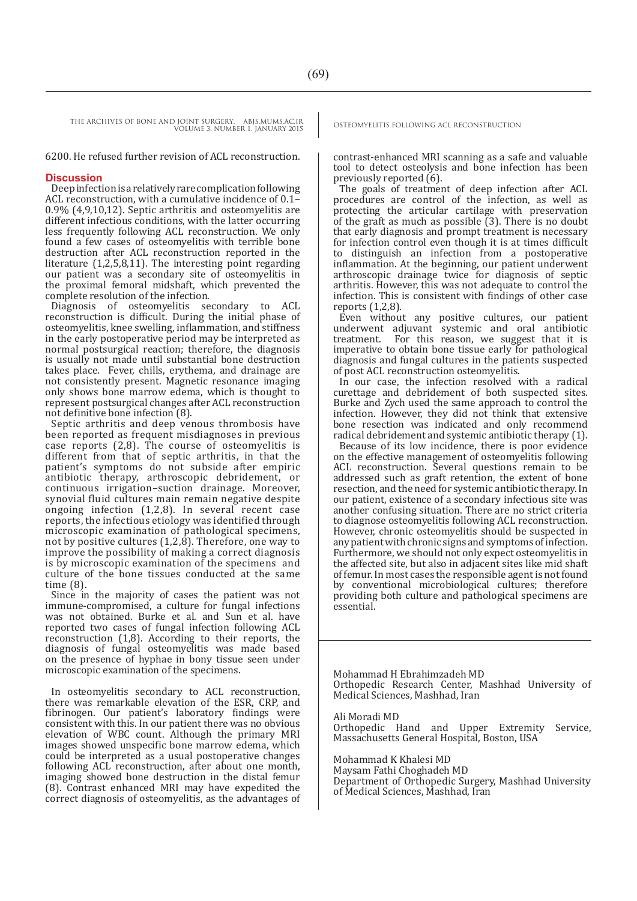6200. He refused further revision of ACL reconstruction.

## Discussion

Deep infection is a relatively rare complication following ACL reconstruction, with a cumulative incidence of 0.1–0.9% (4,9,10,12). Septic arthritis and osteomyelitis are different infectious conditions, with the latter occurring less frequently following ACL reconstruction. We only found a few cases of osteomyelitis with terrible bone destruction after ACL reconstruction reported in the literature (1,2,5,8,11). The interesting point regarding our patient was a secondary site of osteomyelitis in the proximal femoral midshaft, which prevented the complete resolution of the infection.

Diagnosis of osteomyelitis secondary to ACL reconstruction is difficult. During the initial phase of osteomyelitis, knee swelling, inflammation, and stiffness in the early postoperative period may be interpreted as normal postsurgical reaction; therefore, the diagnosis is usually not made until substantial bone destruction takes place. Fever, chills, erythema, and drainage are not consistently present. Magnetic resonance imaging only shows bone marrow edema, which is thought to represent postsurgical changes after ACL reconstruction not definitive bone infection (8).

Septic arthritis and deep venous thrombosis have been reported as frequent misdiagnoses in previous case reports (2,8). The course of osteomyelitis is different from that of septic arthritis, in that the patient's symptoms do not subside after empiric antibiotic therapy, arthroscopic debridement, or continuous irrigation–suction drainage. Moreover, synovial fluid cultures main remain negative despite ongoing infection (1,2,8). In several recent case reports, the infectious etiology was identified through microscopic examination of pathological specimens, not by positive cultures (1,2,8). Therefore, one way to improve the possibility of making a correct diagnosis is by microscopic examination of the specimens and culture of the bone tissues conducted at the same time (8).

Since in the majority of cases the patient was not immune-compromised, a culture for fungal infections was not obtained. Burke et al. and Sun et al. have reported two cases of fungal infection following ACL reconstruction (1,8). According to their reports, the diagnosis of fungal osteomyelitis was made based on the presence of hyphae in bony tissue seen under microscopic examination of the specimens.

In osteomyelitis secondary to ACL reconstruction, there was remarkable elevation of the ESR, CRP, and fibrinogen. Our patient's laboratory findings were consistent with this. In our patient there was no obvious elevation of WBC count. Although the primary MRI images showed unspecific bone marrow edema, which could be interpreted as a usual postoperative changes following ACL reconstruction, after about one month, imaging showed bone destruction in the distal femur (8). Contrast enhanced MRI may have expedited the correct diagnosis of osteomyelitis, as the advantages of contrast-enhanced MRI scanning as a safe and valuable tool to detect osteolysis and bone infection has been previously reported (6).

The goals of treatment of deep infection after ACL procedures are control of the infection, as well as protecting the articular cartilage with preservation of the graft as much as possible (3). There is no doubt that early diagnosis and prompt treatment is necessary for infection control even though it is at times difficult to distinguish an infection from a postoperative inflammation. At the beginning, our patient underwent arthroscopic drainage twice for diagnosis of septic arthritis. However, this was not adequate to control the infection. This is consistent with findings of other case reports (1,2,8).

Even without any positive cultures, our patient underwent adjuvant systemic and oral antibiotic treatment. For this reason, we suggest that it is imperative to obtain bone tissue early for pathological diagnosis and fungal cultures in the patients suspected of post ACL reconstruction osteomyelitis.

In our case, the infection resolved with a radical curettage and debridement of both suspected sites. Burke and Zych used the same approach to control the infection. However, they did not think that extensive bone resection was indicated and only recommend radical debridement and systemic antibiotic therapy (1).

Because of its low incidence, there is poor evidence on the effective management of osteomyelitis following ACL reconstruction. Several questions remain to be addressed such as graft retention, the extent of bone resection, and the need for systemic antibiotic therapy. In our patient, existence of a secondary infectious site was another confusing situation. There are no strict criteria to diagnose osteomyelitis following ACL reconstruction. However, chronic osteomyelitis should be suspected in any patient with chronic signs and symptoms of infection. Furthermore, we should not only expect osteomyelitis in the affected site, but also in adjacent sites like mid shaft of femur. In most cases the responsible agent is not found by conventional microbiological cultures; therefore providing both culture and pathological specimens are essential.

---

Mohammad H Ebrahimzadeh MD
Orthopedic Research Center, Mashhad University of Medical Sciences, Mashhad, Iran

Ali Moradi MD
Orthopedic Hand and Upper Extremity Service, Massachusetts General Hospital, Boston, USA

Mohammad K Khalesi MD
Maysam Fathi Choghadeh MD
Department of Orthopedic Surgery, Mashhad University of Medical Sciences, Mashhad, Iran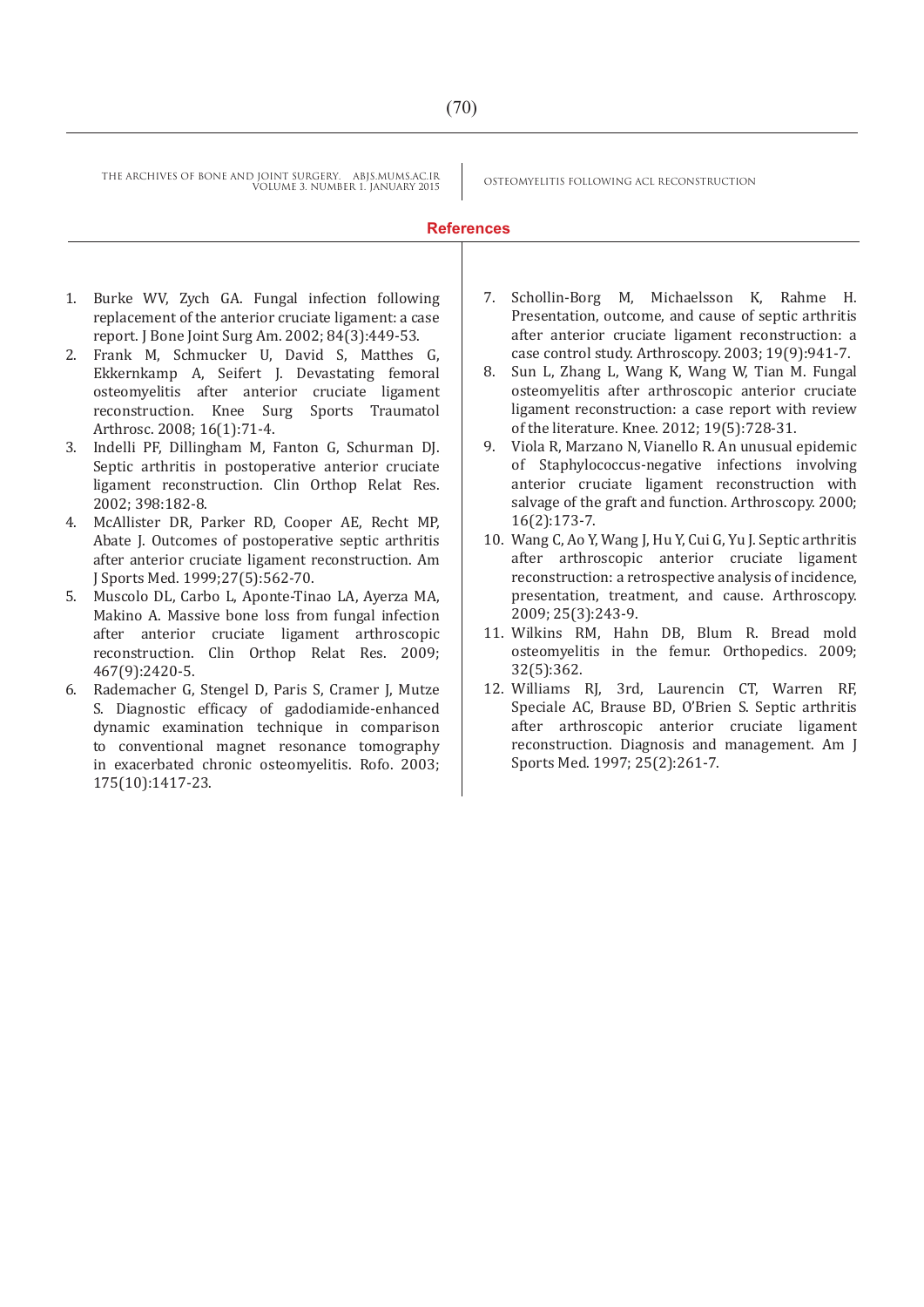## References

1. Burke WV, Zych GA. Fungal infection following replacement of the anterior cruciate ligament: a case report. J Bone Joint Surg Am. 2002; 84(3):449-53.
2. Frank M, Schmucker U, David S, Matthes G, Ekkernkamp A, Seifert J. Devastating femoral osteomyelitis after anterior cruciate ligament reconstruction. Knee Surg Sports Traumatol Arthrosc. 2008; 16(1):71-4.
3. Indelli PF, Dillingham M, Fanton G, Schurman DJ. Septic arthritis in postoperative anterior cruciate ligament reconstruction. Clin Orthop Relat Res. 2002; 398:182-8.
4. McAllister DR, Parker RD, Cooper AE, Recht MP, Abate J. Outcomes of postoperative septic arthritis after anterior cruciate ligament reconstruction. Am J Sports Med. 1999;27(5):562-70.
5. Muscolo DL, Carbo L, Aponte-Tinao LA, Ayerza MA, Makino A. Massive bone loss from fungal infection after anterior cruciate ligament arthroscopic reconstruction. Clin Orthop Relat Res. 2009; 467(9):2420-5.
6. Rademacher G, Stengel D, Paris S, Cramer J, Mutze S. Diagnostic efficacy of gadodiamide-enhanced dynamic examination technique in comparison to conventional magnet resonance tomography in exacerbated chronic osteomyelitis. Rofo. 2003; 175(10):1417-23.
7. Schollin-Borg M, Michaelsson K, Rahme H. Presentation, outcome, and cause of septic arthritis after anterior cruciate ligament reconstruction: a case control study. Arthroscopy. 2003; 19(9):941-7.
8. Sun L, Zhang L, Wang K, Wang W, Tian M. Fungal osteomyelitis after arthroscopic anterior cruciate ligament reconstruction: a case report with review of the literature. Knee. 2012; 19(5):728-31.
9. Viola R, Marzano N, Vianello R. An unusual epidemic of Staphylococcus-negative infections involving anterior cruciate ligament reconstruction with salvage of the graft and function. Arthroscopy. 2000; 16(2):173-7.
10. Wang C, Ao Y, Wang J, Hu Y, Cui G, Yu J. Septic arthritis after arthroscopic anterior cruciate ligament reconstruction: a retrospective analysis of incidence, presentation, treatment, and cause. Arthroscopy. 2009; 25(3):243-9.
11. Wilkins RM, Hahn DB, Blum R. Bread mold osteomyelitis in the femur. Orthopedics. 2009; 32(5):362.
12. Williams RJ, 3rd, Laurencin CT, Warren RF, Speciale AC, Brause BD, O'Brien S. Septic arthritis after arthroscopic anterior cruciate ligament reconstruction. Diagnosis and management. Am J Sports Med. 1997; 25(2):261-7.